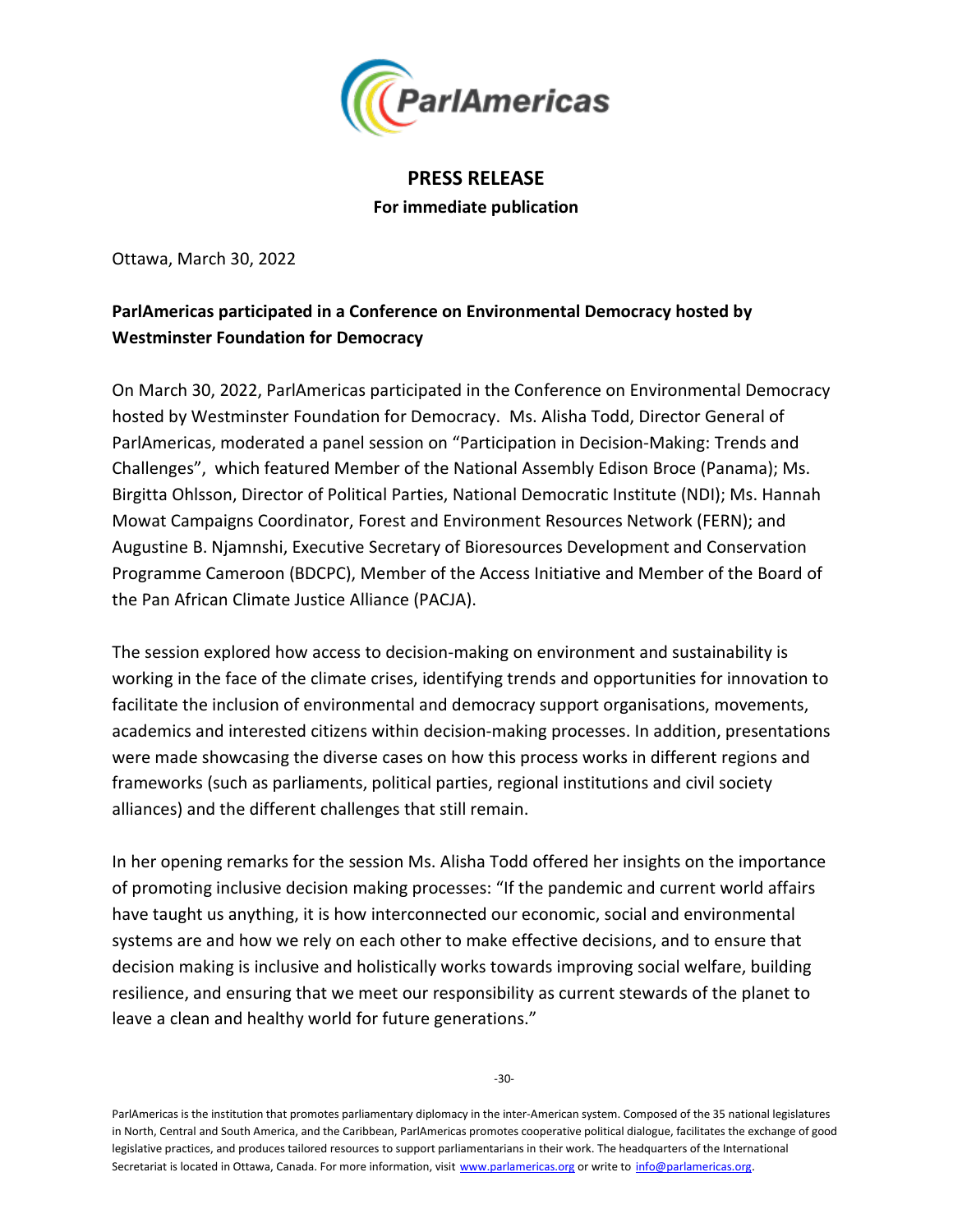ParlAmericas

# PRESS RELEASE

**For immediate publication**

Ottawa, March 30, 2022

## ParlAmericas participated in a Conference on Environmental Democracy hosted by Westminster Foundation for Democracy

On March 30, 2022, ParlAmericas participated in the Conference on Environmental Democracy hosted by Westminster Foundation for Democracy. Ms. Alisha Todd, Director General of ParlAmericas, moderated a panel session on "Participation in Decision-Making: Trends and Challenges", which featured Member of the National Assembly Edison Broce (Panama); Ms. Birgitta Ohlsson, Director of Political Parties, National Democratic Institute (NDI); Ms. Hannah Mowat Campaigns Coordinator, Forest and Environment Resources Network (FERN); and Augustine B. Njamnshi, Executive Secretary of Bioresources Development and Conservation Programme Cameroon (BDCPC), Member of the Access Initiative and Member of the Board of the Pan African Climate Justice Alliance (PACJA).

The session explored how access to decision-making on environment and sustainability is working in the face of the climate crises, identifying trends and opportunities for innovation to facilitate the inclusion of environmental and democracy support organisations, movements, academics and interested citizens within decision-making processes. In addition, presentations were made showcasing the diverse cases on how this process works in different regions and frameworks (such as parliaments, political parties, regional institutions and civil society alliances) and the different challenges that still remain.

In her opening remarks for the session Ms. Alisha Todd offered her insights on the importance of promoting inclusive decision making processes: "If the pandemic and current world affairs have taught us anything, it is how interconnected our economic, social and environmental systems are and how we rely on each other to make effective decisions, and to ensure that decision making is inclusive and holistically works towards improving social welfare, building resilience, and ensuring that we meet our responsibility as current stewards of the planet to leave a clean and healthy world for future generations."

-30-

ParlAmericas is the institution that promotes parliamentary diplomacy in the inter-American system. Composed of the 35 national legislatures in North, Central and South America, and the Caribbean, ParlAmericas promotes cooperative political dialogue, facilitates the exchange of good legislative practices, and produces tailored resources to support parliamentarians in their work. The headquarters of the International Secretariat is located in Ottawa, Canada. For more information, visit www.parlamericas.org or write to info@parlamericas.org.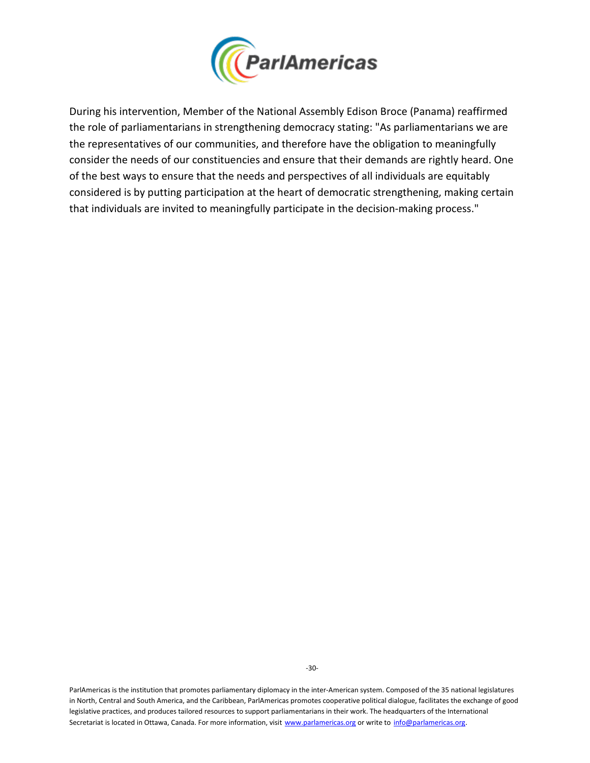During his intervention, Member of the National Assembly Edison Broce (Panama) reaffirmed the role of parliamentarians in strengthening democracy stating: "As parliamentarians we are the representatives of our communities, and therefore have the obligation to meaningfully consider the needs of our constituencies and ensure that their demands are rightly heard. One of the best ways to ensure that the needs and perspectives of all individuals are equitably considered is by putting participation at the heart of democratic strengthening, making certain that individuals are invited to meaningfully participate in the decision-making process."

-30-

ParlAmericas is the institution that promotes parliamentary diplomacy in the inter-American system. Composed of the 35 national legislatures in North, Central and South America, and the Caribbean, ParlAmericas promotes cooperative political dialogue, facilitates the exchange of good legislative practices, and produces tailored resources to support parliamentarians in their work. The headquarters of the International Secretariat is located in Ottawa, Canada. For more information, visit www.parlamericas.org or write to info@parlamericas.org.